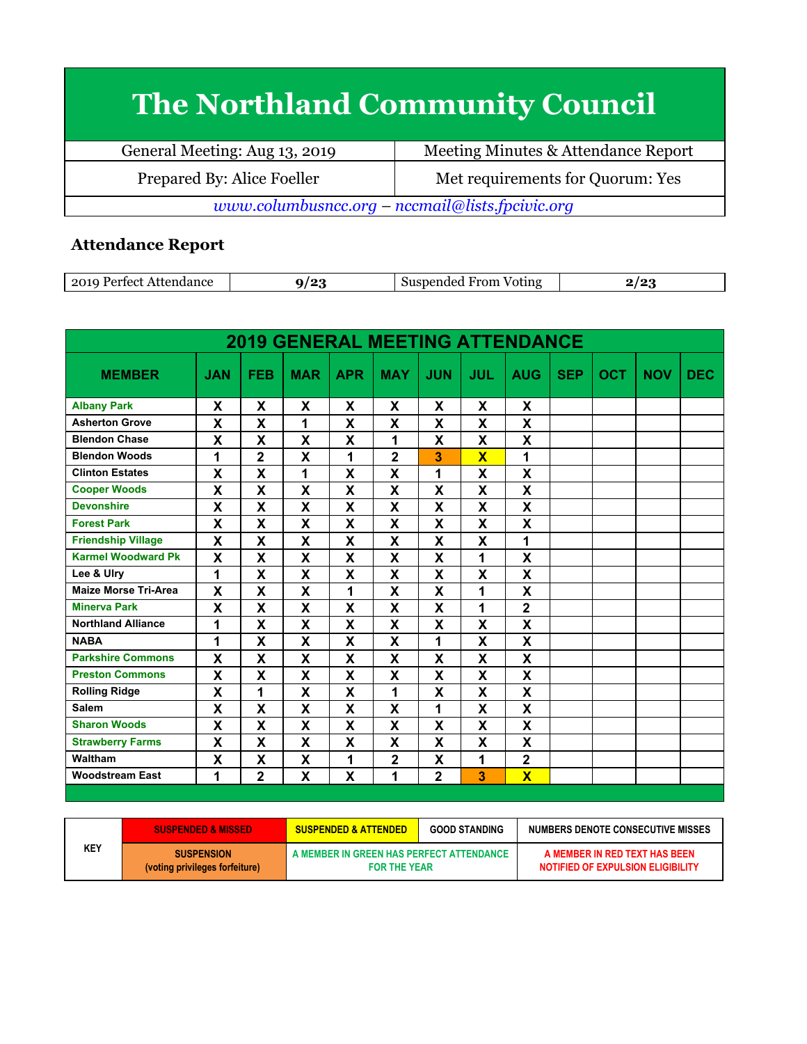# The Northland Community Council

| General Meeting: Aug 13, 2019 | Meeting Minutes & Attendance Report |
|---|---|
| Prepared By: Alice Foeller | Met requirements for Quorum: Yes |

*www.columbusncc.org – nccmail@lists.fpcivic.org*

### Attendance Report

| 2019 Perfect Attendance | 9/23 | Suspended From Voting | 2/23 |
|---|---|---|---|

**2019 GENERAL MEETING ATTENDANCE**

| MEMBER | JAN | FEB | MAR | APR | MAY | JUN | JUL | AUG | SEP | OCT | NOV | DEC |
|---|---|---|---|---|---|---|---|---|---|---|---|---|
| Albany Park | X | X | X | X | X | X | X | X | | | | |
| Asherton Grove | X | X | 1 | X | X | X | X | X | | | | |
| Blendon Chase | X | X | X | X | 1 | X | X | X | | | | |
| Blendon Woods | 1 | 2 | X | 1 | 2 | 3 | X | 1 | | | | |
| Clinton Estates | X | X | 1 | X | X | 1 | X | X | | | | |
| Cooper Woods | X | X | X | X | X | X | X | X | | | | |
| Devonshire | X | X | X | X | X | X | X | X | | | | |
| Forest Park | X | X | X | X | X | X | X | X | | | | |
| Friendship Village | X | X | X | X | X | X | X | 1 | | | | |
| Karmel Woodward Pk | X | X | X | X | X | X | 1 | X | | | | |
| Lee & Ulry | 1 | X | X | X | X | X | X | X | | | | |
| Maize Morse Tri-Area | X | X | X | 1 | X | X | 1 | X | | | | |
| Minerva Park | X | X | X | X | X | X | 1 | 2 | | | | |
| Northland Alliance | 1 | X | X | X | X | X | X | X | | | | |
| NABA | 1 | X | X | X | X | 1 | X | X | | | | |
| Parkshire Commons | X | X | X | X | X | X | X | X | | | | |
| Preston Commons | X | X | X | X | X | X | X | X | | | | |
| Rolling Ridge | X | 1 | X | X | 1 | X | X | X | | | | |
| Salem | X | X | X | X | X | 1 | X | X | | | | |
| Sharon Woods | X | X | X | X | X | X | X | X | | | | |
| Strawberry Farms | X | X | X | X | X | X | X | X | | | | |
| Waltham | X | X | X | 1 | 2 | X | 1 | 2 | | | | |
| Woodstream East | 1 | 2 | X | X | 1 | 2 | 3 | X | | | | |

| KEY | | | |
|---|---|---|---|
| | SUSPENDED & MISSED | SUSPENDED & ATTENDED | GOOD STANDING | NUMBERS DENOTE CONSECUTIVE MISSES |
| | SUSPENSION (voting privileges forfeiture) | A MEMBER IN GREEN HAS PERFECT ATTENDANCE FOR THE YEAR | | A MEMBER IN RED TEXT HAS BEEN NOTIFIED OF EXPULSION ELIGIBILITY |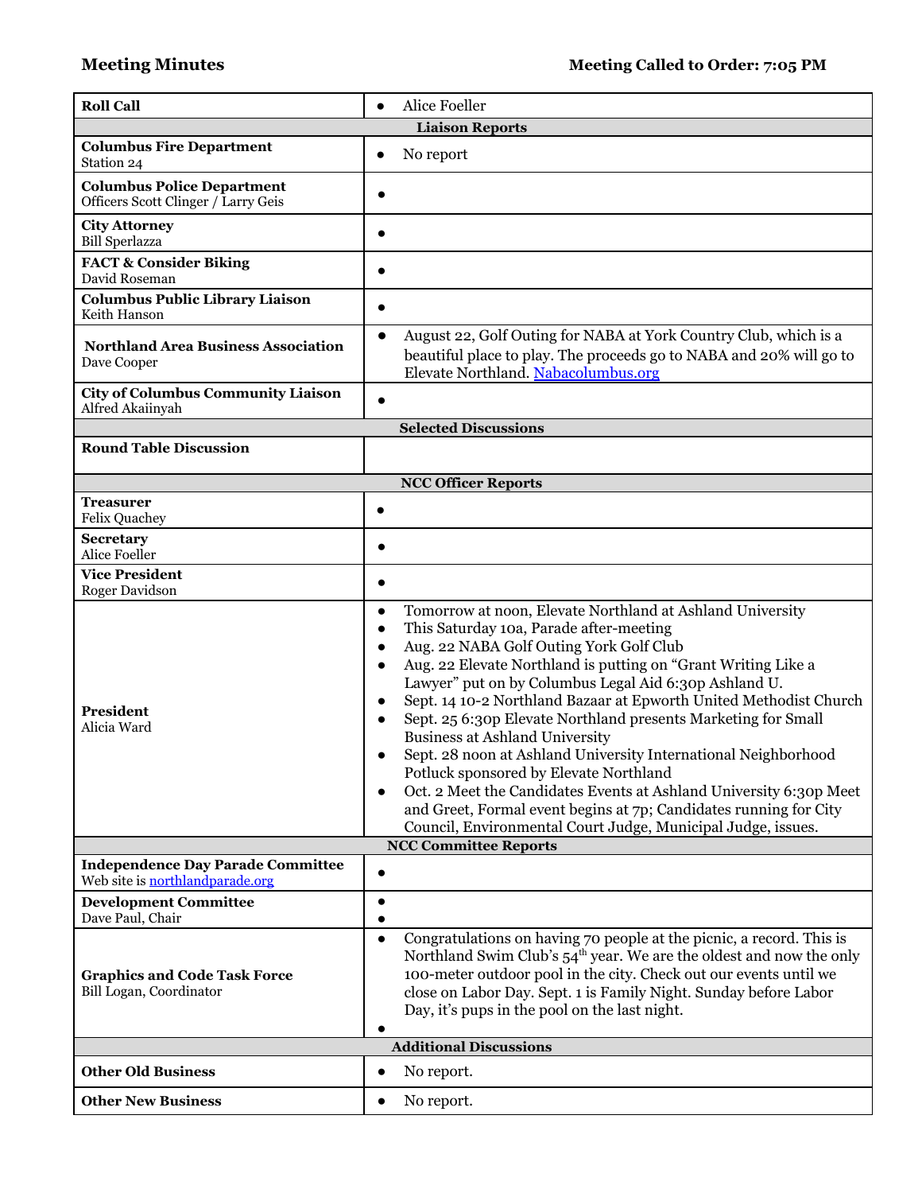**Meeting Minutes** **Meeting Called to Order: 7:05 PM**

| **Roll Call** | • Alice Foeller |
|---|---|
| **Liaison Reports** | |
| **Columbus Fire Department**<br>Station 24 | • No report |
| **Columbus Police Department**<br>Officers Scott Clinger / Larry Geis | • |
| **City Attorney**<br>Bill Sperlazza | • |
| **FACT & Consider Biking**<br>David Roseman | • |
| **Columbus Public Library Liaison**<br>Keith Hanson | • |
| **Northland Area Business Association**<br>Dave Cooper | • August 22, Golf Outing for NABA at York Country Club, which is a beautiful place to play. The proceeds go to NABA and 20% will go to Elevate Northland. [Nabacolumbus.org](Nabacolumbus.org) |
| **City of Columbus Community Liaison**<br>Alfred Akaiinyah | • |
| **Selected Discussions** | |
| **Round Table Discussion** | |
| **NCC Officer Reports** | |
| **Treasurer**<br>Felix Quachey | • |
| **Secretary**<br>Alice Foeller | • |
| **Vice President**<br>Roger Davidson | • |
| **President**<br>Alicia Ward | • Tomorrow at noon, Elevate Northland at Ashland University<br>• This Saturday 10a, Parade after-meeting<br>• Aug. 22 NABA Golf Outing York Golf Club<br>• Aug. 22 Elevate Northland is putting on "Grant Writing Like a Lawyer" put on by Columbus Legal Aid 6:30p Ashland U.<br>• Sept. 14 10-2 Northland Bazaar at Epworth United Methodist Church<br>• Sept. 25 6:30p Elevate Northland presents Marketing for Small Business at Ashland University<br>• Sept. 28 noon at Ashland University International Neighborhood Potluck sponsored by Elevate Northland<br>• Oct. 2 Meet the Candidates Events at Ashland University 6:30p Meet and Greet, Formal event begins at 7p; Candidates running for City Council, Environmental Court Judge, Municipal Judge, issues. |
| **NCC Committee Reports** | |
| **Independence Day Parade Committee**<br>Web site is [northlandparade.org](northlandparade.org) | • |
| **Development Committee**<br>Dave Paul, Chair | •<br>• |
| **Graphics and Code Task Force**<br>Bill Logan, Coordinator | • Congratulations on having 70 people at the picnic, a record. This is Northland Swim Club's 54th year. We are the oldest and now the only 100-meter outdoor pool in the city. Check out our events until we close on Labor Day. Sept. 1 is Family Night. Sunday before Labor Day, it's pups in the pool on the last night.<br>• |
| **Additional Discussions** | |
| **Other Old Business** | • No report. |
| **Other New Business** | • No report. |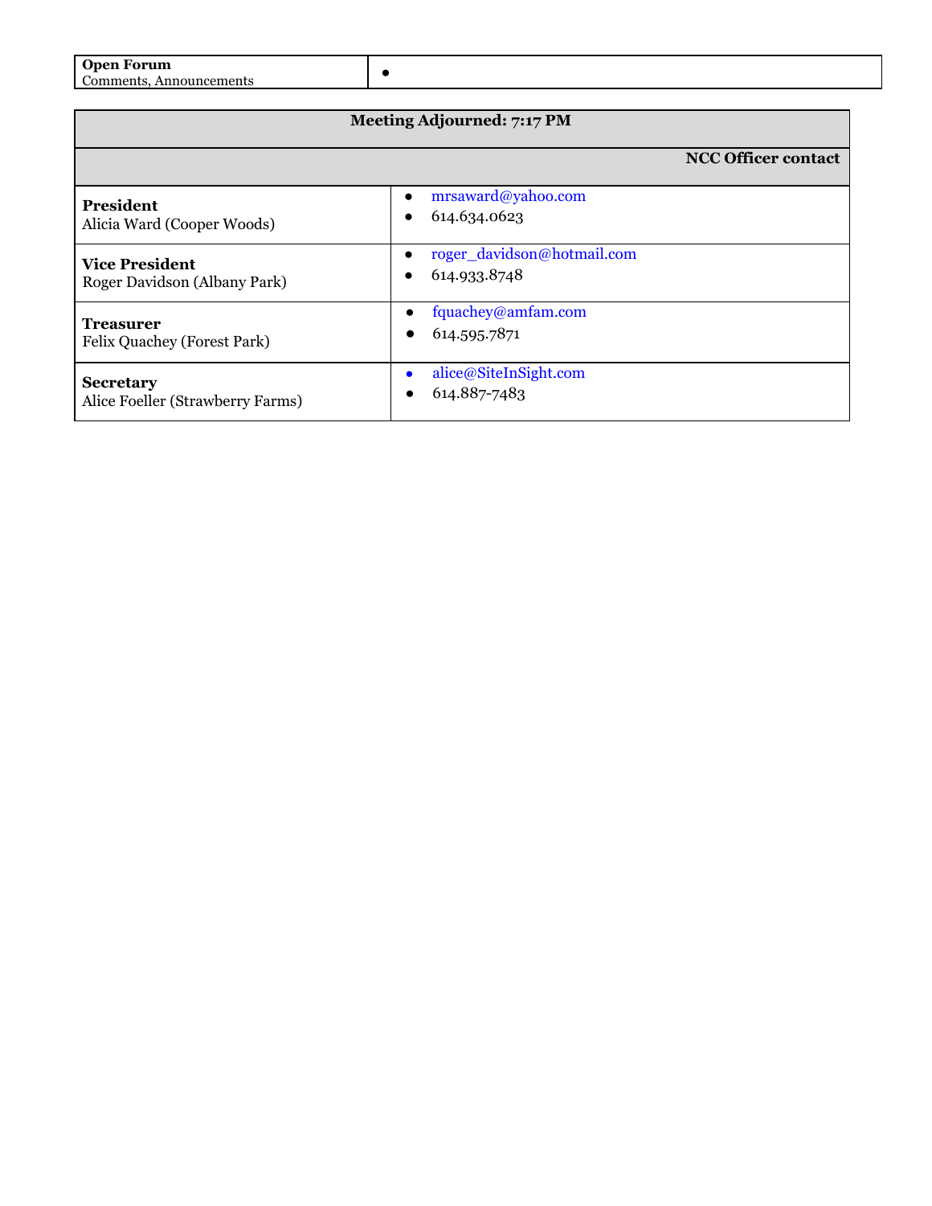| | |
|---|---|
| **Open Forum**<br>Comments, Announcements | • |

| | |
|---|---|
| **Meeting Adjourned: 7:17 PM** | |
| | **NCC Officer contact** |
| **President**<br>Alicia Ward (Cooper Woods) | • mrsaward@yahoo.com<br>• 614.634.0623 |
| **Vice President**<br>Roger Davidson (Albany Park) | • roger_davidson@hotmail.com<br>• 614.933.8748 |
| **Treasurer**<br>Felix Quachey (Forest Park) | • fquachey@amfam.com<br>• 614.595.7871 |
| **Secretary**<br>Alice Foeller (Strawberry Farms) | • alice@SiteInSight.com<br>• 614.887-7483 |